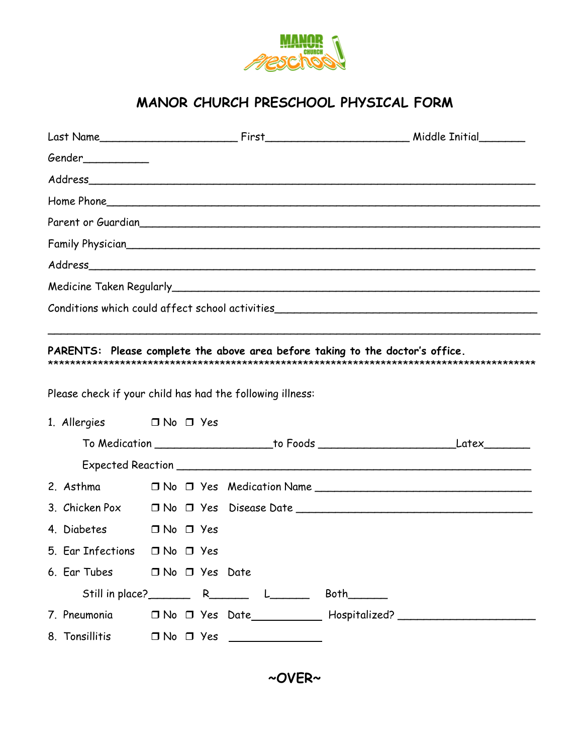# MANOR CHURCH PRESCHOOL PHYSICAL FORM

Last Name\_\_\_\_\_\_\_\_\_\_\_\_\_\_\_\_\_\_\_\_\_ First\_\_\_\_\_\_\_\_\_\_\_\_\_\_\_\_\_\_\_\_\_\_ Middle Initial\_\_\_\_\_\_\_

Gender\_\_\_\_\_\_\_\_\_\_

Address\_\_\_\_\_\_\_\_\_\_\_\_\_\_\_\_\_\_\_\_\_\_\_\_\_\_\_\_\_\_\_\_\_\_\_\_\_\_\_\_\_\_\_\_\_\_\_\_\_\_\_\_\_\_\_\_\_\_\_\_\_\_\_\_\_

Home Phone\_\_\_\_\_\_\_\_\_\_\_\_\_\_\_\_\_\_\_\_\_\_\_\_\_\_\_\_\_\_\_\_\_\_\_\_\_\_\_\_\_\_\_\_\_\_\_\_\_\_\_\_\_\_\_\_\_\_\_\_\_\_

Parent or Guardian\_\_\_\_\_\_\_\_\_\_\_\_\_\_\_\_\_\_\_\_\_\_\_\_\_\_\_\_\_\_\_\_\_\_\_\_\_\_\_\_\_\_\_\_\_\_\_\_\_\_\_\_\_\_\_\_\_\_

Family Physician\_\_\_\_\_\_\_\_\_\_\_\_\_\_\_\_\_\_\_\_\_\_\_\_\_\_\_\_\_\_\_\_\_\_\_\_\_\_\_\_\_\_\_\_\_\_\_\_\_\_\_\_\_\_\_\_\_\_\_

Address\_\_\_\_\_\_\_\_\_\_\_\_\_\_\_\_\_\_\_\_\_\_\_\_\_\_\_\_\_\_\_\_\_\_\_\_\_\_\_\_\_\_\_\_\_\_\_\_\_\_\_\_\_\_\_\_\_\_\_\_\_\_\_\_\_

Medicine Taken Regularly\_\_\_\_\_\_\_\_\_\_\_\_\_\_\_\_\_\_\_\_\_\_\_\_\_\_\_\_\_\_\_\_\_\_\_\_\_\_\_\_\_\_\_\_\_\_\_\_\_\_\_\_\_\_

Conditions which could affect school activities\_\_\_\_\_\_\_\_\_\_\_\_\_\_\_\_\_\_\_\_\_\_\_\_\_\_\_\_\_\_\_\_\_\_\_\_\_\_\_\_

\_\_\_\_\_\_\_\_\_\_\_\_\_\_\_\_\_\_\_\_\_\_\_\_\_\_\_\_\_\_\_\_\_\_\_\_\_\_\_\_\_\_\_\_\_\_\_\_\_\_\_\_\_\_\_\_\_\_\_\_\_\_\_\_\_\_\_\_\_\_\_\_\_\_\_

**PARENTS: Please complete the above area before taking to the doctor's office.**

\*\*\*\*\*\*\*\*\*\*\*\*\*\*\*\*\*\*\*\*\*\*\*\*\*\*\*\*\*\*\*\*\*\*\*\*\*\*\*\*\*\*\*\*\*\*\*\*\*\*\*\*\*\*\*\*\*\*\*\*\*\*\*\*\*\*\*\*\*\*\*\*\*\*\*\*\*\*\*\*\*\*\*\*\*\*\*\*\*\*

Please check if your child has had the following illness:

1. Allergies ☐ No ☐ Yes

   To Medication \_\_\_\_\_\_\_\_\_\_\_\_\_\_\_\_\_\_ to Foods \_\_\_\_\_\_\_\_\_\_\_\_\_\_\_\_\_\_\_\_\_ Latex\_\_\_\_\_\_\_

   Expected Reaction \_\_\_\_\_\_\_\_\_\_\_\_\_\_\_\_\_\_\_\_\_\_\_\_\_\_\_\_\_\_\_\_\_\_\_\_\_\_\_\_\_\_\_\_\_\_\_\_\_\_\_\_\_

2. Asthma ☐ No ☐ Yes Medication Name \_\_\_\_\_\_\_\_\_\_\_\_\_\_\_\_\_\_\_\_\_\_\_\_\_\_\_\_\_\_\_\_\_\_

3. Chicken Pox ☐ No ☐ Yes Disease Date \_\_\_\_\_\_\_\_\_\_\_\_\_\_\_\_\_\_\_\_\_\_\_\_\_\_\_\_\_\_\_\_\_\_\_\_\_

4. Diabetes ☐ No ☐ Yes

5. Ear Infections ☐ No ☐ Yes

6. Ear Tubes ☐ No ☐ Yes Date

   Still in place?\_\_\_\_\_\_\_ R\_\_\_\_\_\_ L\_\_\_\_\_\_ Both\_\_\_\_\_\_

7. Pneumonia ☐ No ☐ Yes Date\_\_\_\_\_\_\_\_\_\_\_\_ Hospitalized? \_\_\_\_\_\_\_\_\_\_\_\_\_\_\_\_\_\_\_\_\_\_

8. Tonsillitis ☐ No ☐ Yes \_\_\_\_\_\_\_\_\_\_\_\_\_\_\_

**~OVER~**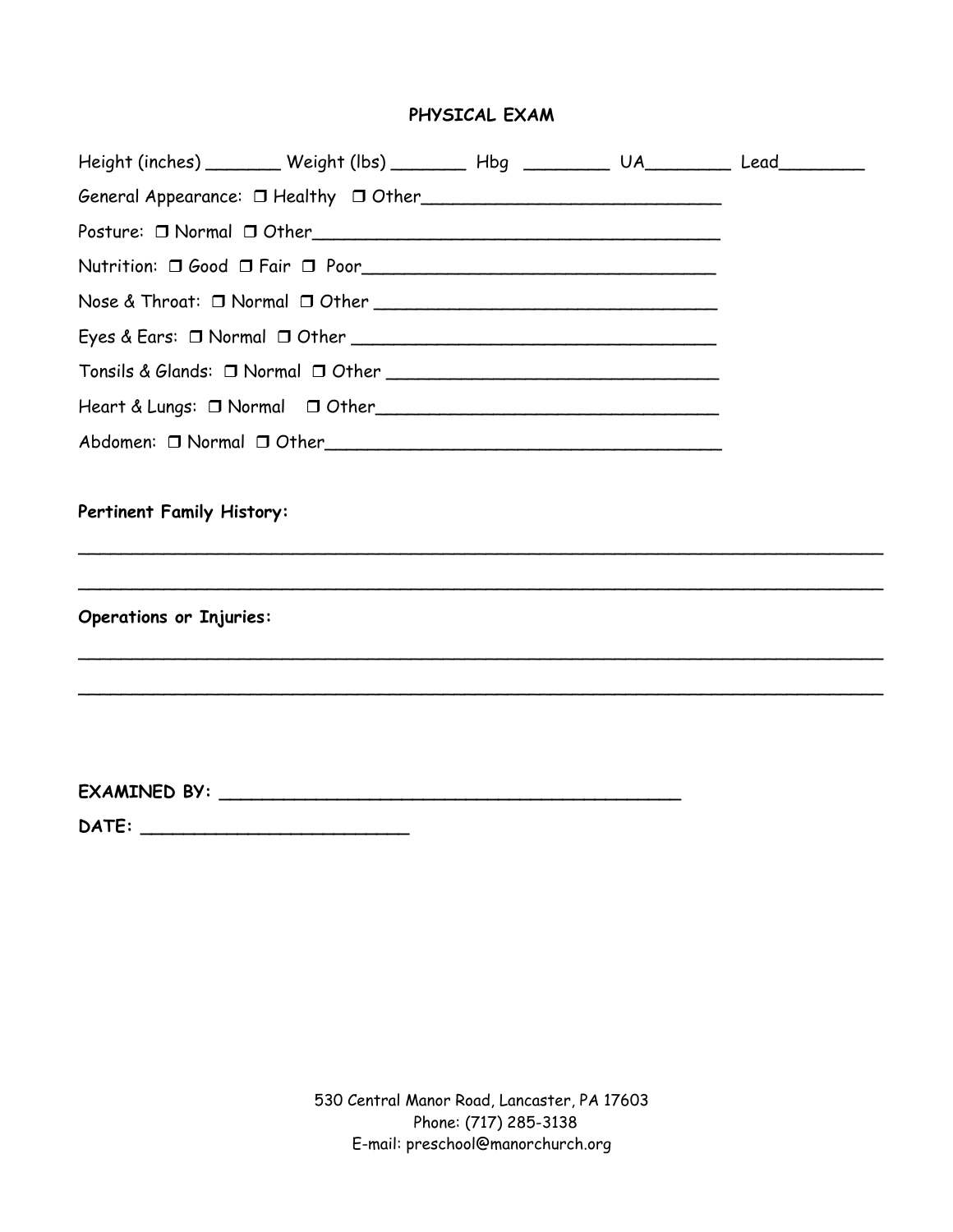## PHYSICAL EXAM

Height (inches) _______ Weight (lbs) _______ Hbg ________ UA________ Lead________

General Appearance: ❒ Healthy ❒ Other____________________________

Posture: ❒ Normal ❒ Other______________________________________

Nutrition: ❒ Good ❒ Fair ❒ Poor__________________________________

Nose & Throat: ❒ Normal ❒ Other ________________________________

Eyes & Ears: ❒ Normal ❒ Other __________________________________

Tonsils & Glands: ❒ Normal ❒ Other _______________________________

Heart & Lungs: ❒ Normal ❒ Other________________________________

Abdomen: ❒ Normal ❒ Other_____________________________________

**Pertinent Family History:**

______________________________________________________________________________

______________________________________________________________________________

**Operations or Injuries:**

______________________________________________________________________________

______________________________________________________________________________

**EXAMINED BY:** ____________________________________________

**DATE:** _________________________

530 Central Manor Road, Lancaster, PA 17603
Phone: (717) 285-3138
E-mail: preschool@manorchurch.org